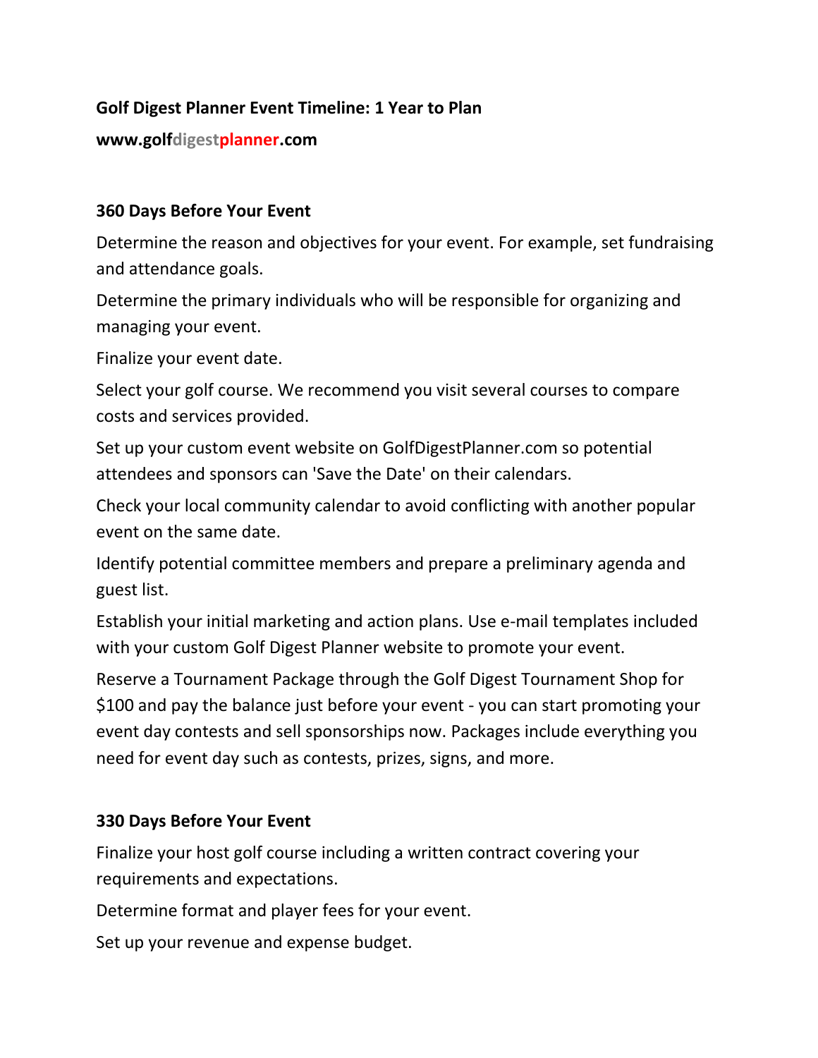# Golf Digest Planner Event Timeline: 1 Year to Plan

**www.golfdigestplanner.com**

## 360 Days Before Your Event

Determine the reason and objectives for your event. For example, set fundraising and attendance goals.

Determine the primary individuals who will be responsible for organizing and managing your event.

Finalize your event date.

Select your golf course. We recommend you visit several courses to compare costs and services provided.

Set up your custom event website on GolfDigestPlanner.com so potential attendees and sponsors can 'Save the Date' on their calendars.

Check your local community calendar to avoid conflicting with another popular event on the same date.

Identify potential committee members and prepare a preliminary agenda and guest list.

Establish your initial marketing and action plans. Use e-mail templates included with your custom Golf Digest Planner website to promote your event.

Reserve a Tournament Package through the Golf Digest Tournament Shop for $100 and pay the balance just before your event - you can start promoting your event day contests and sell sponsorships now. Packages include everything you need for event day such as contests, prizes, signs, and more.

## 330 Days Before Your Event

Finalize your host golf course including a written contract covering your requirements and expectations.

Determine format and player fees for your event.

Set up your revenue and expense budget.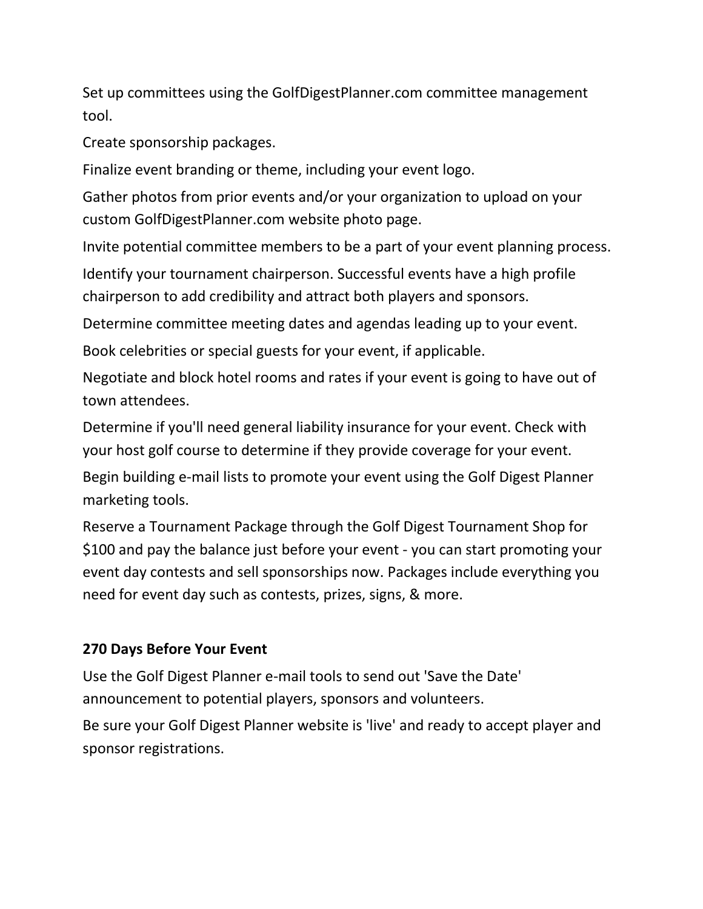Set up committees using the GolfDigestPlanner.com committee management tool.

Create sponsorship packages.

Finalize event branding or theme, including your event logo.

Gather photos from prior events and/or your organization to upload on your custom GolfDigestPlanner.com website photo page.

Invite potential committee members to be a part of your event planning process.

Identify your tournament chairperson. Successful events have a high profile chairperson to add credibility and attract both players and sponsors.

Determine committee meeting dates and agendas leading up to your event.

Book celebrities or special guests for your event, if applicable.

Negotiate and block hotel rooms and rates if your event is going to have out of town attendees.

Determine if you'll need general liability insurance for your event. Check with your host golf course to determine if they provide coverage for your event.

Begin building e-mail lists to promote your event using the Golf Digest Planner marketing tools.

Reserve a Tournament Package through the Golf Digest Tournament Shop for $100 and pay the balance just before your event - you can start promoting your event day contests and sell sponsorships now. Packages include everything you need for event day such as contests, prizes, signs, & more.

**270 Days Before Your Event**

Use the Golf Digest Planner e-mail tools to send out 'Save the Date' announcement to potential players, sponsors and volunteers.

Be sure your Golf Digest Planner website is 'live' and ready to accept player and sponsor registrations.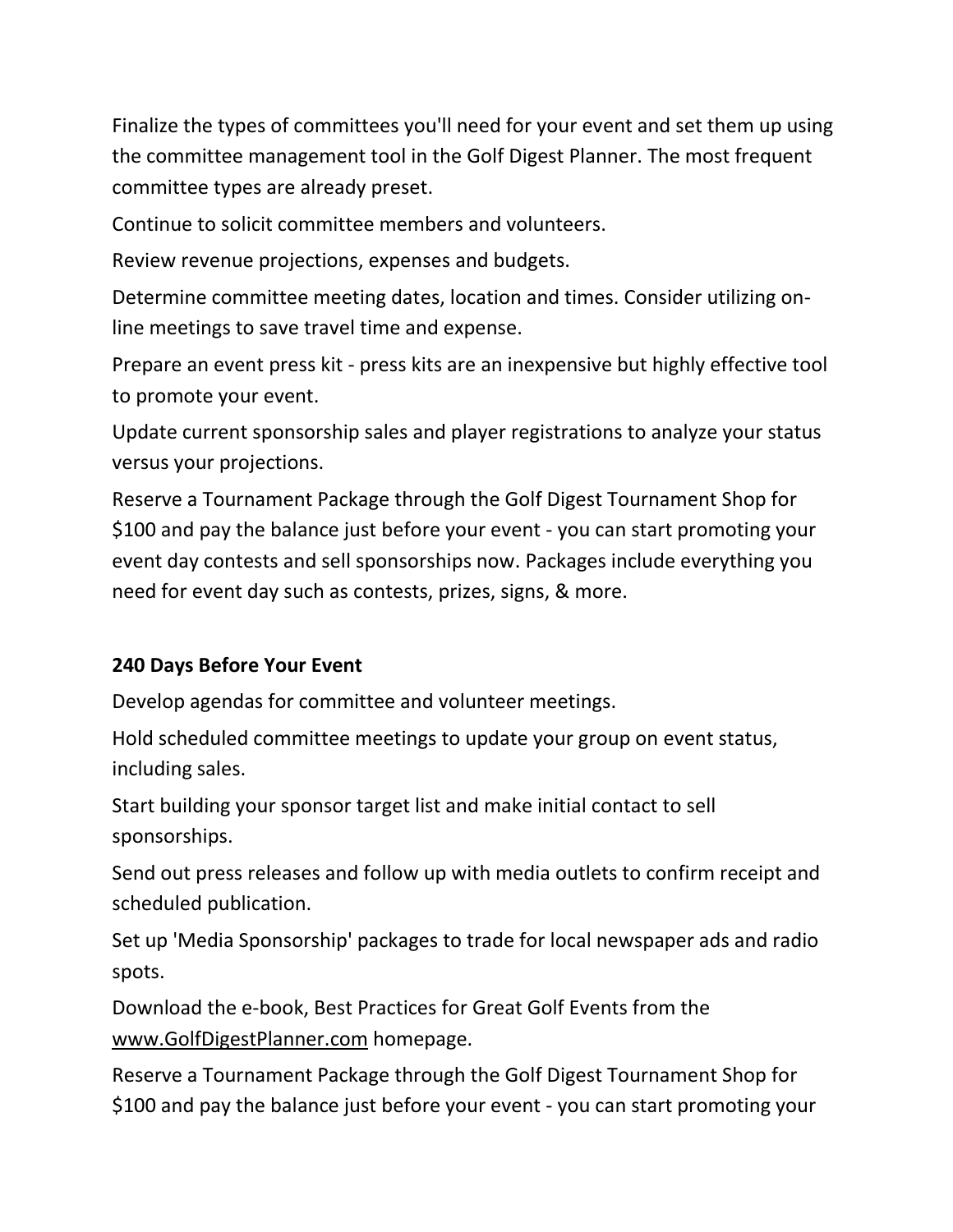Finalize the types of committees you'll need for your event and set them up using the committee management tool in the Golf Digest Planner. The most frequent committee types are already preset.

Continue to solicit committee members and volunteers.

Review revenue projections, expenses and budgets.

Determine committee meeting dates, location and times. Consider utilizing on-line meetings to save travel time and expense.

Prepare an event press kit - press kits are an inexpensive but highly effective tool to promote your event.

Update current sponsorship sales and player registrations to analyze your status versus your projections.

Reserve a Tournament Package through the Golf Digest Tournament Shop for $100 and pay the balance just before your event - you can start promoting your event day contests and sell sponsorships now. Packages include everything you need for event day such as contests, prizes, signs, & more.

**240 Days Before Your Event**

Develop agendas for committee and volunteer meetings.

Hold scheduled committee meetings to update your group on event status, including sales.

Start building your sponsor target list and make initial contact to sell sponsorships.

Send out press releases and follow up with media outlets to confirm receipt and scheduled publication.

Set up 'Media Sponsorship' packages to trade for local newspaper ads and radio spots.

Download the e-book, Best Practices for Great Golf Events from the www.GolfDigestPlanner.com homepage.

Reserve a Tournament Package through the Golf Digest Tournament Shop for $100 and pay the balance just before your event - you can start promoting your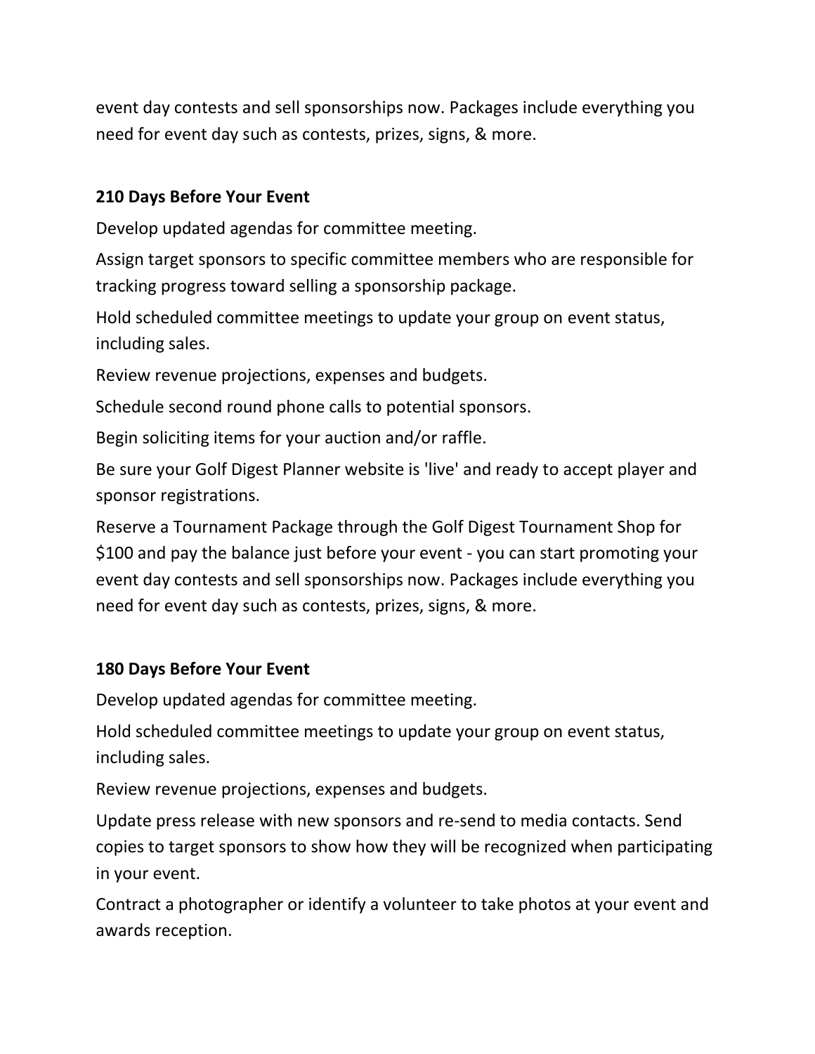event day contests and sell sponsorships now. Packages include everything you need for event day such as contests, prizes, signs, & more.

**210 Days Before Your Event**

Develop updated agendas for committee meeting.

Assign target sponsors to specific committee members who are responsible for tracking progress toward selling a sponsorship package.

Hold scheduled committee meetings to update your group on event status, including sales.

Review revenue projections, expenses and budgets.

Schedule second round phone calls to potential sponsors.

Begin soliciting items for your auction and/or raffle.

Be sure your Golf Digest Planner website is 'live' and ready to accept player and sponsor registrations.

Reserve a Tournament Package through the Golf Digest Tournament Shop for $100 and pay the balance just before your event - you can start promoting your event day contests and sell sponsorships now. Packages include everything you need for event day such as contests, prizes, signs, & more.

**180 Days Before Your Event**

Develop updated agendas for committee meeting.

Hold scheduled committee meetings to update your group on event status, including sales.

Review revenue projections, expenses and budgets.

Update press release with new sponsors and re-send to media contacts. Send copies to target sponsors to show how they will be recognized when participating in your event.

Contract a photographer or identify a volunteer to take photos at your event and awards reception.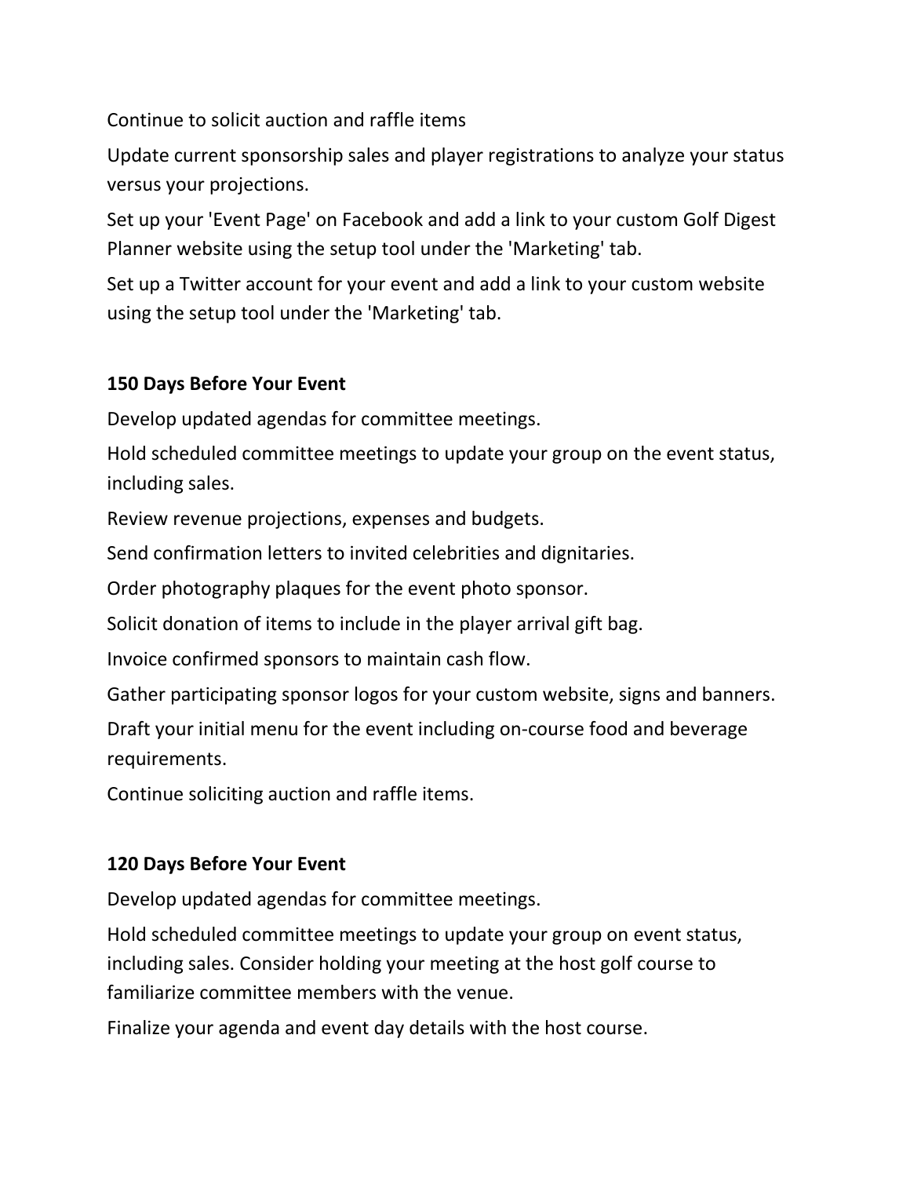Continue to solicit auction and raffle items

Update current sponsorship sales and player registrations to analyze your status versus your projections.

Set up your 'Event Page' on Facebook and add a link to your custom Golf Digest Planner website using the setup tool under the 'Marketing' tab.

Set up a Twitter account for your event and add a link to your custom website using the setup tool under the 'Marketing' tab.

**150 Days Before Your Event**

Develop updated agendas for committee meetings.

Hold scheduled committee meetings to update your group on the event status, including sales.

Review revenue projections, expenses and budgets.

Send confirmation letters to invited celebrities and dignitaries.

Order photography plaques for the event photo sponsor.

Solicit donation of items to include in the player arrival gift bag.

Invoice confirmed sponsors to maintain cash flow.

Gather participating sponsor logos for your custom website, signs and banners.

Draft your initial menu for the event including on-course food and beverage requirements.

Continue soliciting auction and raffle items.

**120 Days Before Your Event**

Develop updated agendas for committee meetings.

Hold scheduled committee meetings to update your group on event status, including sales. Consider holding your meeting at the host golf course to familiarize committee members with the venue.

Finalize your agenda and event day details with the host course.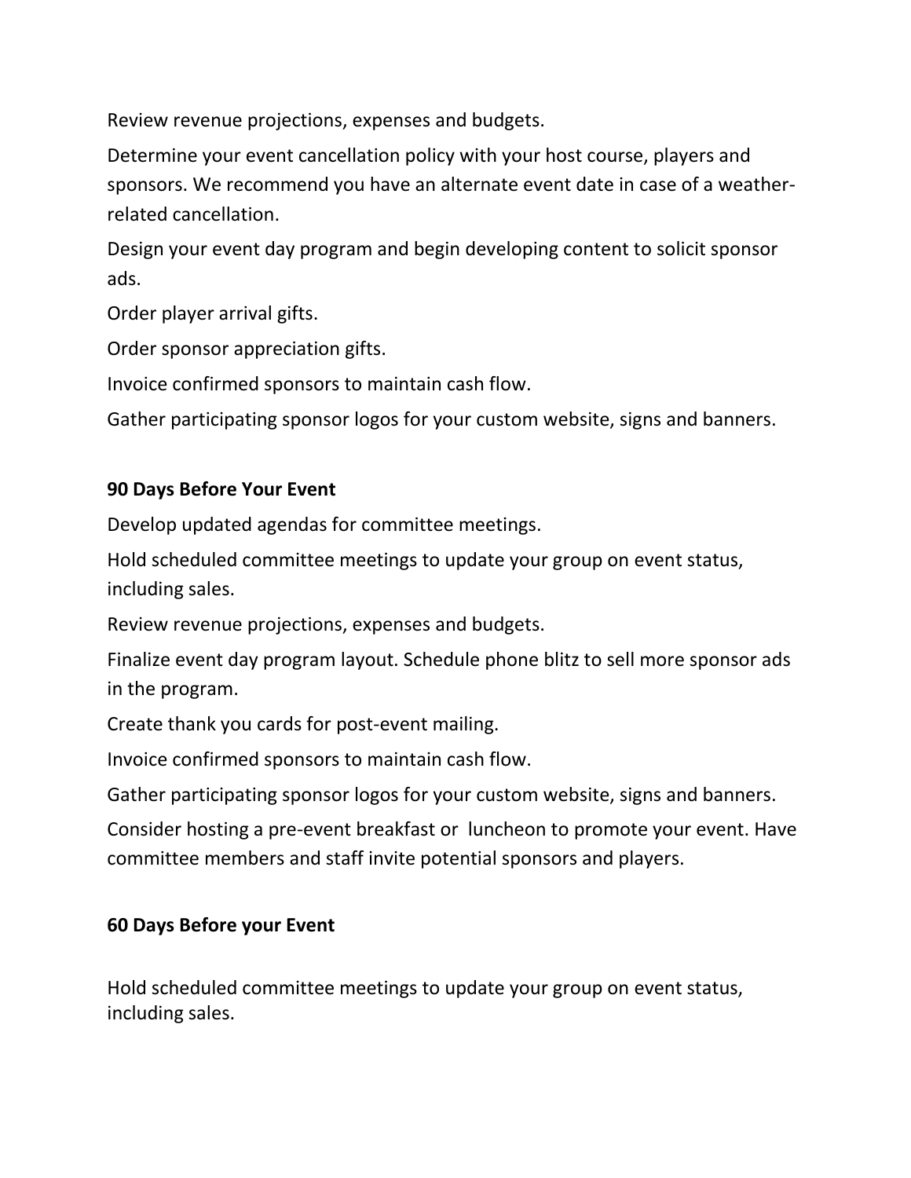Review revenue projections, expenses and budgets.

Determine your event cancellation policy with your host course, players and sponsors. We recommend you have an alternate event date in case of a weather-related cancellation.

Design your event day program and begin developing content to solicit sponsor ads.

Order player arrival gifts.

Order sponsor appreciation gifts.

Invoice confirmed sponsors to maintain cash flow.

Gather participating sponsor logos for your custom website, signs and banners.

**90 Days Before Your Event**

Develop updated agendas for committee meetings.

Hold scheduled committee meetings to update your group on event status, including sales.

Review revenue projections, expenses and budgets.

Finalize event day program layout. Schedule phone blitz to sell more sponsor ads in the program.

Create thank you cards for post-event mailing.

Invoice confirmed sponsors to maintain cash flow.

Gather participating sponsor logos for your custom website, signs and banners.

Consider hosting a pre-event breakfast or luncheon to promote your event. Have committee members and staff invite potential sponsors and players.

**60 Days Before your Event**

Hold scheduled committee meetings to update your group on event status, including sales.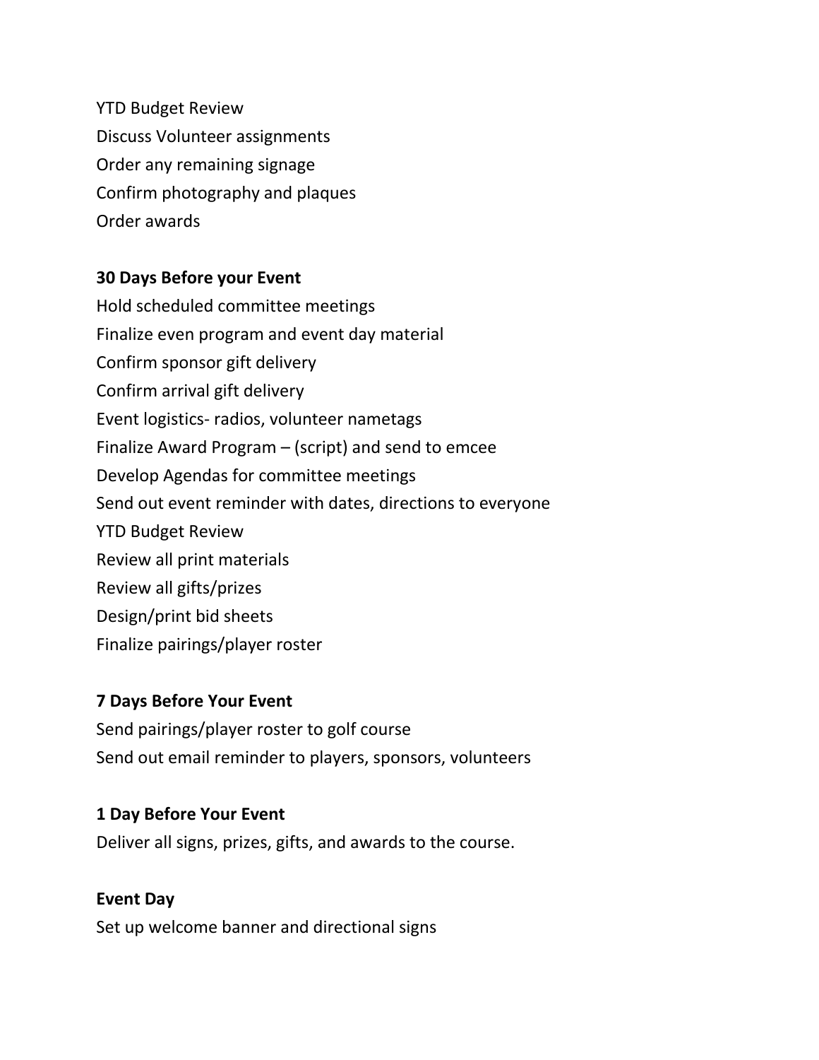YTD Budget Review
Discuss Volunteer assignments
Order any remaining signage
Confirm photography and plaques
Order awards

**30 Days Before your Event**

Hold scheduled committee meetings
Finalize even program and event day material
Confirm sponsor gift delivery
Confirm arrival gift delivery
Event logistics- radios, volunteer nametags
Finalize Award Program – (script) and send to emcee
Develop Agendas for committee meetings
Send out event reminder with dates, directions to everyone
YTD Budget Review
Review all print materials
Review all gifts/prizes
Design/print bid sheets
Finalize pairings/player roster

**7 Days Before Your Event**

Send pairings/player roster to golf course
Send out email reminder to players, sponsors, volunteers

**1 Day Before Your Event**

Deliver all signs, prizes, gifts, and awards to the course.

**Event Day**

Set up welcome banner and directional signs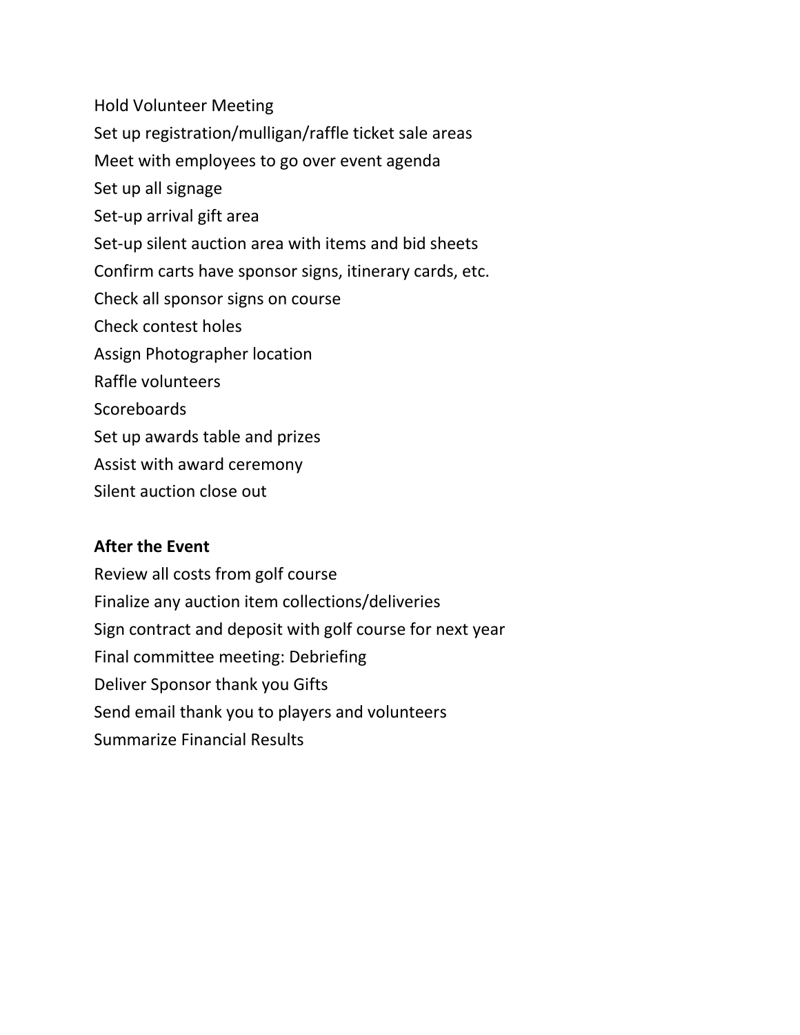Hold Volunteer Meeting
Set up registration/mulligan/raffle ticket sale areas
Meet with employees to go over event agenda
Set up all signage
Set-up arrival gift area
Set-up silent auction area with items and bid sheets
Confirm carts have sponsor signs, itinerary cards, etc.
Check all sponsor signs on course
Check contest holes
Assign Photographer location
Raffle volunteers
Scoreboards
Set up awards table and prizes
Assist with award ceremony
Silent auction close out

**After the Event**

Review all costs from golf course
Finalize any auction item collections/deliveries
Sign contract and deposit with golf course for next year
Final committee meeting: Debriefing
Deliver Sponsor thank you Gifts
Send email thank you to players and volunteers
Summarize Financial Results